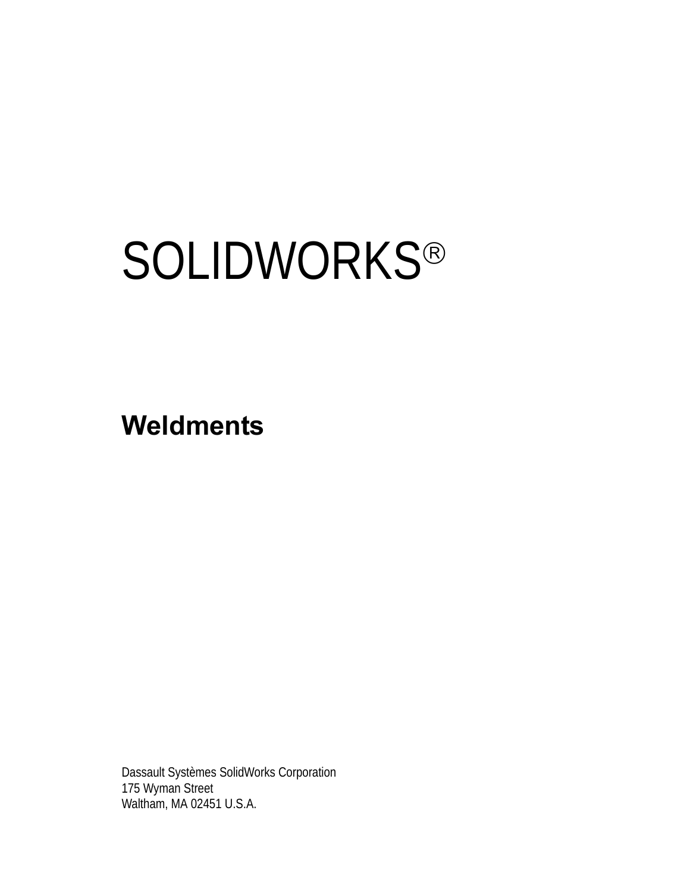# SOLIDWORKS®

## Weldments

Dassault Systèmes SolidWorks Corporation
175 Wyman Street
Waltham, MA 02451 U.S.A.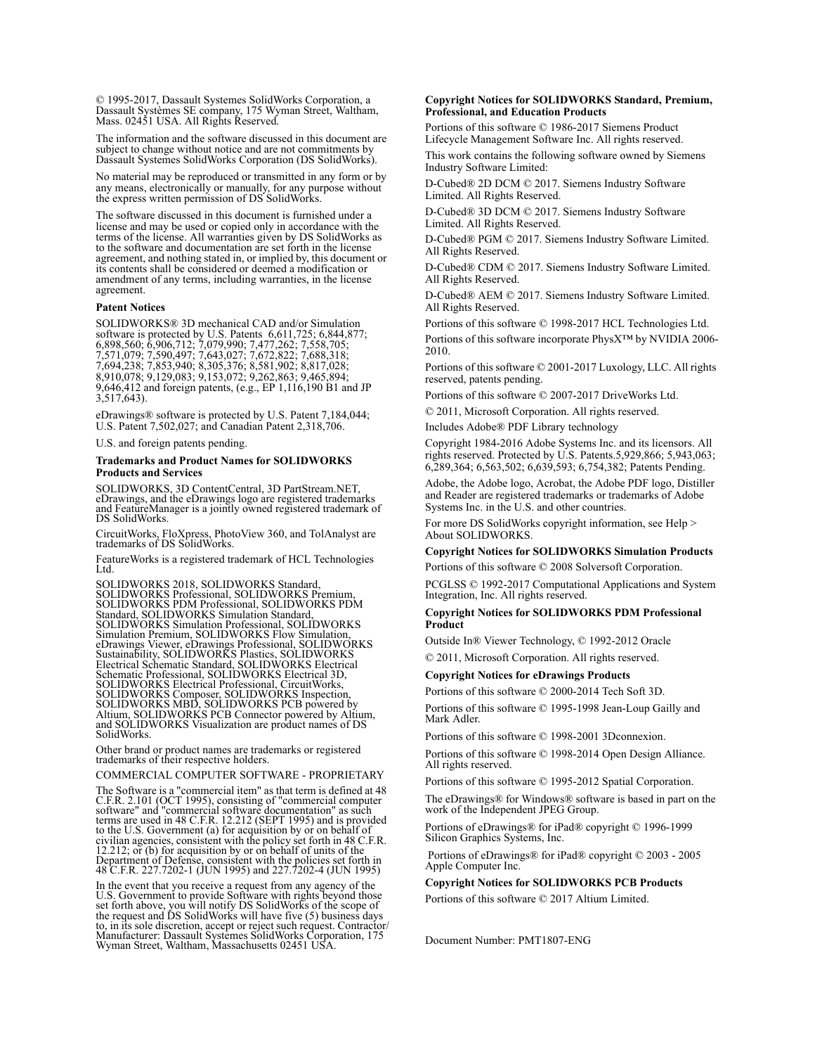© 1995-2017, Dassault Systemes SolidWorks Corporation, a Dassault Systèmes SE company, 175 Wyman Street, Waltham, Mass. 02451 USA. All Rights Reserved.

The information and the software discussed in this document are subject to change without notice and are not commitments by Dassault Systemes SolidWorks Corporation (DS SolidWorks).

No material may be reproduced or transmitted in any form or by any means, electronically or manually, for any purpose without the express written permission of DS SolidWorks.

The software discussed in this document is furnished under a license and may be used or copied only in accordance with the terms of the license. All warranties given by DS SolidWorks as to the software and documentation are set forth in the license agreement, and nothing stated in, or implied by, this document or its contents shall be considered or deemed a modification or amendment of any terms, including warranties, in the license agreement.

**Patent Notices**

SOLIDWORKS® 3D mechanical CAD and/or Simulation software is protected by U.S. Patents 6,611,725; 6,844,877; 6,898,560; 6,906,712; 7,079,990; 7,477,262; 7,558,705; 7,571,079; 7,590,497; 7,643,027; 7,672,822; 7,688,318; 7,694,238; 7,853,940; 8,305,376; 8,581,902; 8,817,028; 8,910,078; 9,129,083; 9,153,072; 9,262,863; 9,465,894; 9,646,412 and foreign patents, (e.g., EP 1,116,190 B1 and JP 3,517,643).

eDrawings® software is protected by U.S. Patent 7,184,044; U.S. Patent 7,502,027; and Canadian Patent 2,318,706.

U.S. and foreign patents pending.

**Trademarks and Product Names for SOLIDWORKS Products and Services**

SOLIDWORKS, 3D ContentCentral, 3D PartStream.NET, eDrawings, and the eDrawings logo are registered trademarks and FeatureManager is a jointly owned registered trademark of DS SolidWorks.

CircuitWorks, FloXpress, PhotoView 360, and TolAnalyst are trademarks of DS SolidWorks.

FeatureWorks is a registered trademark of HCL Technologies Ltd.

SOLIDWORKS 2018, SOLIDWORKS Standard, SOLIDWORKS Professional, SOLIDWORKS Premium, SOLIDWORKS PDM Professional, SOLIDWORKS PDM Standard, SOLIDWORKS Simulation Standard, SOLIDWORKS Simulation Professional, SOLIDWORKS Simulation Premium, SOLIDWORKS Flow Simulation, eDrawings Viewer, eDrawings Professional, SOLIDWORKS Sustainability, SOLIDWORKS Plastics, SOLIDWORKS Electrical Schematic Standard, SOLIDWORKS Electrical Schematic Professional, SOLIDWORKS Electrical 3D, SOLIDWORKS Electrical Professional, CircuitWorks, SOLIDWORKS Composer, SOLIDWORKS Inspection, SOLIDWORKS MBD, SOLIDWORKS PCB powered by Altium, SOLIDWORKS PCB Connector powered by Altium, and SOLIDWORKS Visualization are product names of DS SolidWorks.

Other brand or product names are trademarks or registered trademarks of their respective holders.

COMMERCIAL COMPUTER SOFTWARE - PROPRIETARY

The Software is a "commercial item" as that term is defined at 48 C.F.R. 2.101 (OCT 1995), consisting of "commercial computer software" and "commercial software documentation" as such terms are used in 48 C.F.R. 12.212 (SEPT 1995) and is provided to the U.S. Government (a) for acquisition by or on behalf of civilian agencies, consistent with the policy set forth in 48 C.F.R. 12.212; or (b) for acquisition by or on behalf of units of the Department of Defense, consistent with the policies set forth in 48 C.F.R. 227.7202-1 (JUN 1995) and 227.7202-4 (JUN 1995)

In the event that you receive a request from any agency of the U.S. Government to provide Software with rights beyond those set forth above, you will notify DS SolidWorks of the scope of the request and DS SolidWorks will have five (5) business days to, in its sole discretion, accept or reject such request. Contractor/Manufacturer: Dassault Systemes SolidWorks Corporation, 175 Wyman Street, Waltham, Massachusetts 02451 USA.

**Copyright Notices for SOLIDWORKS Standard, Premium, Professional, and Education Products**

Portions of this software © 1986-2017 Siemens Product Lifecycle Management Software Inc. All rights reserved.

This work contains the following software owned by Siemens Industry Software Limited:

D-Cubed® 2D DCM © 2017. Siemens Industry Software Limited. All Rights Reserved.

D-Cubed® 3D DCM © 2017. Siemens Industry Software Limited. All Rights Reserved.

D-Cubed® PGM © 2017. Siemens Industry Software Limited. All Rights Reserved.

D-Cubed® CDM © 2017. Siemens Industry Software Limited. All Rights Reserved.

D-Cubed® AEM © 2017. Siemens Industry Software Limited. All Rights Reserved.

Portions of this software © 1998-2017 HCL Technologies Ltd.

Portions of this software incorporate PhysX™ by NVIDIA 2006-2010.

Portions of this software © 2001-2017 Luxology, LLC. All rights reserved, patents pending.

Portions of this software © 2007-2017 DriveWorks Ltd.

© 2011, Microsoft Corporation. All rights reserved.

Includes Adobe® PDF Library technology

Copyright 1984-2016 Adobe Systems Inc. and its licensors. All rights reserved. Protected by U.S. Patents.5,929,866; 5,943,063; 6,289,364; 6,563,502; 6,639,593; 6,754,382; Patents Pending.

Adobe, the Adobe logo, Acrobat, the Adobe PDF logo, Distiller and Reader are registered trademarks or trademarks of Adobe Systems Inc. in the U.S. and other countries.

For more DS SolidWorks copyright information, see Help > About SOLIDWORKS.

**Copyright Notices for SOLIDWORKS Simulation Products**

Portions of this software © 2008 Solversoft Corporation.

PCGLSS © 1992-2017 Computational Applications and System Integration, Inc. All rights reserved.

**Copyright Notices for SOLIDWORKS PDM Professional Product**

Outside In® Viewer Technology, © 1992-2012 Oracle

© 2011, Microsoft Corporation. All rights reserved.

**Copyright Notices for eDrawings Products**

Portions of this software © 2000-2014 Tech Soft 3D.

Portions of this software © 1995-1998 Jean-Loup Gailly and Mark Adler.

Portions of this software © 1998-2001 3Dconnexion.

Portions of this software © 1998-2014 Open Design Alliance. All rights reserved.

Portions of this software © 1995-2012 Spatial Corporation.

The eDrawings® for Windows® software is based in part on the work of the Independent JPEG Group.

Portions of eDrawings® for iPad® copyright © 1996-1999 Silicon Graphics Systems, Inc.

Portions of eDrawings® for iPad® copyright © 2003 - 2005 Apple Computer Inc.

**Copyright Notices for SOLIDWORKS PCB Products**

Portions of this software © 2017 Altium Limited.

Document Number: PMT1807-ENG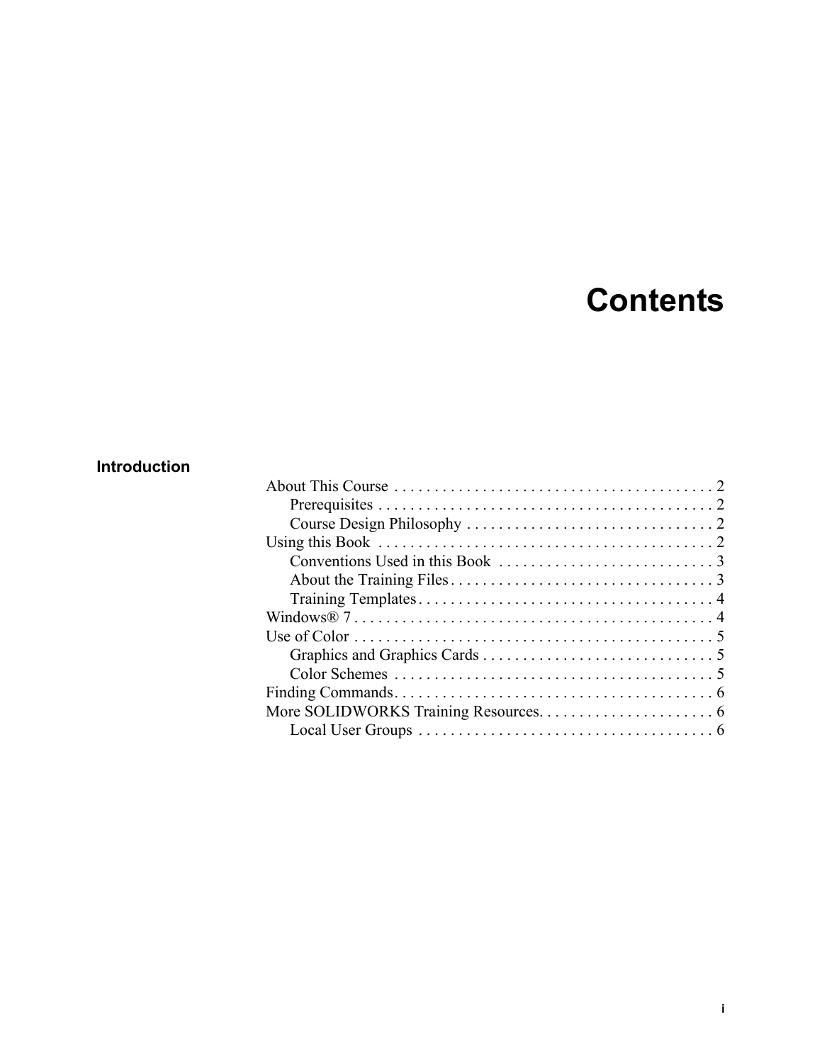# Contents

## Introduction

- About This Course . . . . . . . . . . . . . . . . . . . . . . . . . . . . . . . . . . . . . . . 2
  - Prerequisites . . . . . . . . . . . . . . . . . . . . . . . . . . . . . . . . . . . . . . . . . 2
  - Course Design Philosophy . . . . . . . . . . . . . . . . . . . . . . . . . . . . . . 2
- Using this Book . . . . . . . . . . . . . . . . . . . . . . . . . . . . . . . . . . . . . . . . . 2
  - Conventions Used in this Book . . . . . . . . . . . . . . . . . . . . . . . . . . . 3
  - About the Training Files . . . . . . . . . . . . . . . . . . . . . . . . . . . . . . . . 3
  - Training Templates . . . . . . . . . . . . . . . . . . . . . . . . . . . . . . . . . . . . 4
- Windows® 7 . . . . . . . . . . . . . . . . . . . . . . . . . . . . . . . . . . . . . . . . . . . . 4
- Use of Color . . . . . . . . . . . . . . . . . . . . . . . . . . . . . . . . . . . . . . . . . . . . 5
  - Graphics and Graphics Cards . . . . . . . . . . . . . . . . . . . . . . . . . . . . 5
  - Color Schemes . . . . . . . . . . . . . . . . . . . . . . . . . . . . . . . . . . . . . . . 5
- Finding Commands . . . . . . . . . . . . . . . . . . . . . . . . . . . . . . . . . . . . . . . 6
- More SOLIDWORKS Training Resources. . . . . . . . . . . . . . . . . . . . . . 6
  - Local User Groups . . . . . . . . . . . . . . . . . . . . . . . . . . . . . . . . . . . . . 6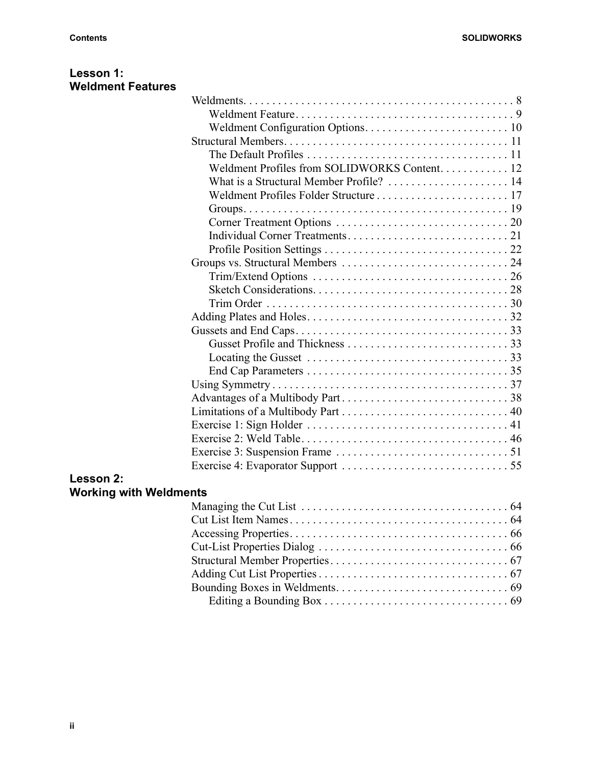## Lesson 1: Weldment Features

- Weldments. . . . . . . . . . . . . . . . . . . . . . . . . . . . . . . . . . . . . . . . . . . . . . . 8
  - Weldment Feature. . . . . . . . . . . . . . . . . . . . . . . . . . . . . . . . . . . . . . 9
  - Weldment Configuration Options. . . . . . . . . . . . . . . . . . . . . . . . . 10
- Structural Members. . . . . . . . . . . . . . . . . . . . . . . . . . . . . . . . . . . . . . . 11
  - The Default Profiles . . . . . . . . . . . . . . . . . . . . . . . . . . . . . . . . . . . 11
  - Weldment Profiles from SOLIDWORKS Content. . . . . . . . . . . . 12
  - What is a Structural Member Profile? . . . . . . . . . . . . . . . . . . . . . 14
  - Weldment Profiles Folder Structure . . . . . . . . . . . . . . . . . . . . . . . 17
  - Groups. . . . . . . . . . . . . . . . . . . . . . . . . . . . . . . . . . . . . . . . . . . . . . 19
  - Corner Treatment Options . . . . . . . . . . . . . . . . . . . . . . . . . . . . . . 20
  - Individual Corner Treatments. . . . . . . . . . . . . . . . . . . . . . . . . . . . 21
  - Profile Position Settings . . . . . . . . . . . . . . . . . . . . . . . . . . . . . . . . 22
- Groups vs. Structural Members . . . . . . . . . . . . . . . . . . . . . . . . . . . . . 24
  - Trim/Extend Options . . . . . . . . . . . . . . . . . . . . . . . . . . . . . . . . . . 26
  - Sketch Considerations. . . . . . . . . . . . . . . . . . . . . . . . . . . . . . . . . . 28
  - Trim Order . . . . . . . . . . . . . . . . . . . . . . . . . . . . . . . . . . . . . . . . . . 30
- Adding Plates and Holes. . . . . . . . . . . . . . . . . . . . . . . . . . . . . . . . . . . 32
- Gussets and End Caps. . . . . . . . . . . . . . . . . . . . . . . . . . . . . . . . . . . . . 33
  - Gusset Profile and Thickness . . . . . . . . . . . . . . . . . . . . . . . . . . . . 33
  - Locating the Gusset . . . . . . . . . . . . . . . . . . . . . . . . . . . . . . . . . . . 33
  - End Cap Parameters . . . . . . . . . . . . . . . . . . . . . . . . . . . . . . . . . . . 35
- Using Symmetry . . . . . . . . . . . . . . . . . . . . . . . . . . . . . . . . . . . . . . . . . 37
- Advantages of a Multibody Part . . . . . . . . . . . . . . . . . . . . . . . . . . . . . 38
- Limitations of a Multibody Part . . . . . . . . . . . . . . . . . . . . . . . . . . . . . 40
- Exercise 1: Sign Holder . . . . . . . . . . . . . . . . . . . . . . . . . . . . . . . . . . . 41
- Exercise 2: Weld Table. . . . . . . . . . . . . . . . . . . . . . . . . . . . . . . . . . . . 46
- Exercise 3: Suspension Frame . . . . . . . . . . . . . . . . . . . . . . . . . . . . . . 51
- Exercise 4: Evaporator Support . . . . . . . . . . . . . . . . . . . . . . . . . . . . . 55

## Lesson 2: Working with Weldments

- Managing the Cut List . . . . . . . . . . . . . . . . . . . . . . . . . . . . . . . . . . . . 64
- Cut List Item Names. . . . . . . . . . . . . . . . . . . . . . . . . . . . . . . . . . . . . . 64
- Accessing Properties. . . . . . . . . . . . . . . . . . . . . . . . . . . . . . . . . . . . . . 66
- Cut-List Properties Dialog . . . . . . . . . . . . . . . . . . . . . . . . . . . . . . . . . 66
- Structural Member Properties. . . . . . . . . . . . . . . . . . . . . . . . . . . . . . . 67
- Adding Cut List Properties . . . . . . . . . . . . . . . . . . . . . . . . . . . . . . . . . 67
- Bounding Boxes in Weldments. . . . . . . . . . . . . . . . . . . . . . . . . . . . . . 69
  - Editing a Bounding Box . . . . . . . . . . . . . . . . . . . . . . . . . . . . . . . . 69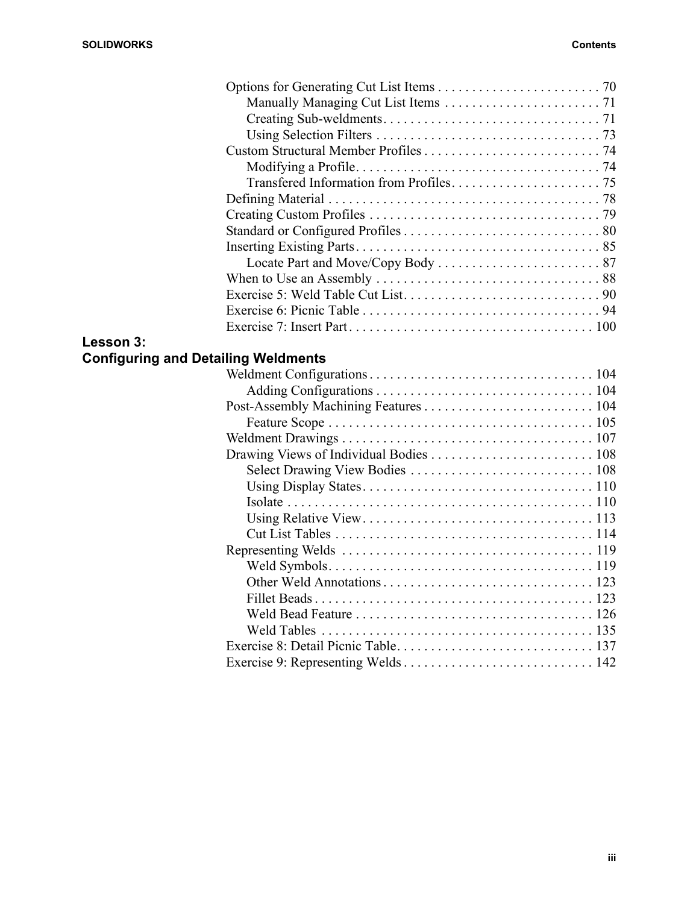Options for Generating Cut List Items . . . . . . . . . . . . . . . . . . . . . . . . 70
- Manually Managing Cut List Items . . . . . . . . . . . . . . . . . . . . . . . 71
- Creating Sub-weldments. . . . . . . . . . . . . . . . . . . . . . . . . . . . . . . . 71
- Using Selection Filters . . . . . . . . . . . . . . . . . . . . . . . . . . . . . . . . . 73

Custom Structural Member Profiles . . . . . . . . . . . . . . . . . . . . . . . . . . 74
- Modifying a Profile. . . . . . . . . . . . . . . . . . . . . . . . . . . . . . . . . . . . 74
- Transfered Information from Profiles. . . . . . . . . . . . . . . . . . . . . . 75

Defining Material . . . . . . . . . . . . . . . . . . . . . . . . . . . . . . . . . . . . . . . . 78

Creating Custom Profiles . . . . . . . . . . . . . . . . . . . . . . . . . . . . . . . . . . 79

Standard or Configured Profiles . . . . . . . . . . . . . . . . . . . . . . . . . . . . . 80

Inserting Existing Parts. . . . . . . . . . . . . . . . . . . . . . . . . . . . . . . . . . . . 85
- Locate Part and Move/Copy Body . . . . . . . . . . . . . . . . . . . . . . . . 87

When to Use an Assembly . . . . . . . . . . . . . . . . . . . . . . . . . . . . . . . . . 88

Exercise 5: Weld Table Cut List. . . . . . . . . . . . . . . . . . . . . . . . . . . . . 90

Exercise 6: Picnic Table . . . . . . . . . . . . . . . . . . . . . . . . . . . . . . . . . . . 94

Exercise 7: Insert Part. . . . . . . . . . . . . . . . . . . . . . . . . . . . . . . . . . . . 100

## Lesson 3: Configuring and Detailing Weldments

Weldment Configurations . . . . . . . . . . . . . . . . . . . . . . . . . . . . . . . . . 104
- Adding Configurations . . . . . . . . . . . . . . . . . . . . . . . . . . . . . . . . 104

Post-Assembly Machining Features . . . . . . . . . . . . . . . . . . . . . . . . . 104
- Feature Scope . . . . . . . . . . . . . . . . . . . . . . . . . . . . . . . . . . . . . . . 105

Weldment Drawings . . . . . . . . . . . . . . . . . . . . . . . . . . . . . . . . . . . . . 107

Drawing Views of Individual Bodies . . . . . . . . . . . . . . . . . . . . . . . . 108
- Select Drawing View Bodies . . . . . . . . . . . . . . . . . . . . . . . . . . . 108
- Using Display States. . . . . . . . . . . . . . . . . . . . . . . . . . . . . . . . . . 110
- Isolate . . . . . . . . . . . . . . . . . . . . . . . . . . . . . . . . . . . . . . . . . . . . . 110
- Using Relative View. . . . . . . . . . . . . . . . . . . . . . . . . . . . . . . . . . 113
- Cut List Tables . . . . . . . . . . . . . . . . . . . . . . . . . . . . . . . . . . . . . . 114

Representing Welds . . . . . . . . . . . . . . . . . . . . . . . . . . . . . . . . . . . . . 119
- Weld Symbols. . . . . . . . . . . . . . . . . . . . . . . . . . . . . . . . . . . . . . . 119
- Other Weld Annotations . . . . . . . . . . . . . . . . . . . . . . . . . . . . . . . 123
- Fillet Beads . . . . . . . . . . . . . . . . . . . . . . . . . . . . . . . . . . . . . . . . . 123
- Weld Bead Feature . . . . . . . . . . . . . . . . . . . . . . . . . . . . . . . . . . . 126
- Weld Tables . . . . . . . . . . . . . . . . . . . . . . . . . . . . . . . . . . . . . . . . 135

Exercise 8: Detail Picnic Table. . . . . . . . . . . . . . . . . . . . . . . . . . . . . 137

Exercise 9: Representing Welds . . . . . . . . . . . . . . . . . . . . . . . . . . . . 142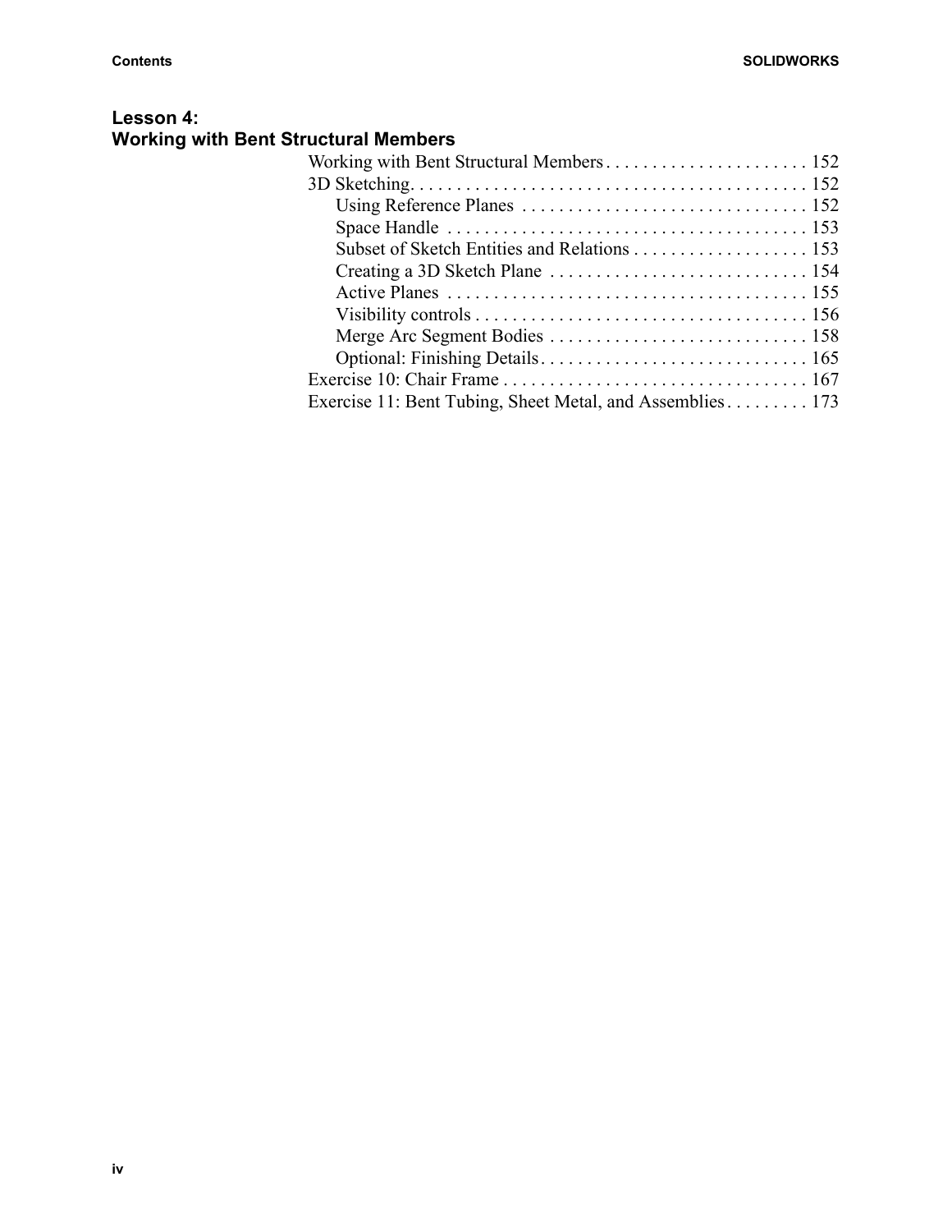## Lesson 4: Working with Bent Structural Members

Working with Bent Structural Members . . . . . . . . . . . . . . . . . . . . . . 152
3D Sketching. . . . . . . . . . . . . . . . . . . . . . . . . . . . . . . . . . . . . . . . . . 152
  Using Reference Planes . . . . . . . . . . . . . . . . . . . . . . . . . . . . . . . 152
  Space Handle . . . . . . . . . . . . . . . . . . . . . . . . . . . . . . . . . . . . . . 153
  Subset of Sketch Entities and Relations . . . . . . . . . . . . . . . . . . . 153
  Creating a 3D Sketch Plane . . . . . . . . . . . . . . . . . . . . . . . . . . . . 154
  Active Planes . . . . . . . . . . . . . . . . . . . . . . . . . . . . . . . . . . . . . . 155
  Visibility controls . . . . . . . . . . . . . . . . . . . . . . . . . . . . . . . . . . . 156
  Merge Arc Segment Bodies . . . . . . . . . . . . . . . . . . . . . . . . . . . . 158
  Optional: Finishing Details. . . . . . . . . . . . . . . . . . . . . . . . . . . . . 165
Exercise 10: Chair Frame . . . . . . . . . . . . . . . . . . . . . . . . . . . . . . . . 167
Exercise 11: Bent Tubing, Sheet Metal, and Assemblies . . . . . . . . . 173